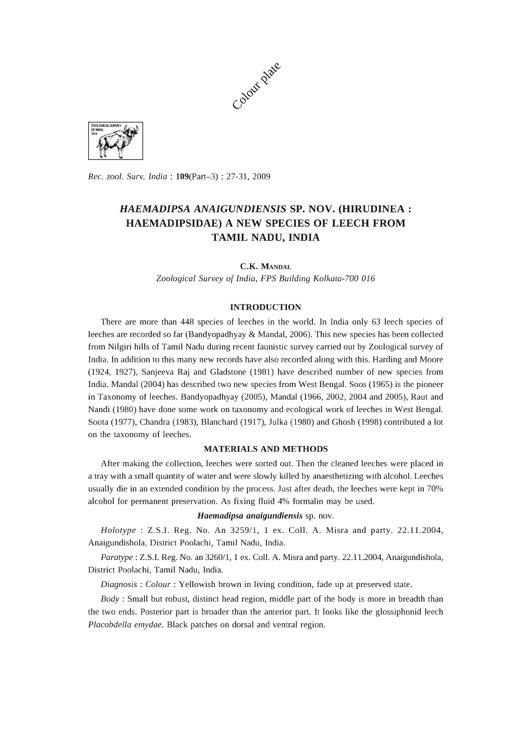Colour plate

*Rec. zool. Surv. India* : **109**(Part–3) : 27-31, 2009

# *HAEMADIPSA ANAIGUNDIENSIS* SP. NOV. (HIRUDINEA : HAEMADIPSIDAE) A NEW SPECIES OF LEECH FROM TAMIL NADU, INDIA

**C.K. Mandal**

*Zoological Survey of India, FPS Building Kolkata-700 016*

## INTRODUCTION

There are more than 448 species of leeches in the world. In India only 63 leech species of leeches are recorded so far (Bandyopadhyay & Mandal, 2006). This new species has been collected from Nilgiri hills of Tamil Nadu during recent faunistic survey carried out by Zoological survey of India. In addition to this many new records have also recorded along with this. Harding and Moore (1924, 1927), Sanjeeva Raj and Gladstone (1981) have described number of new species from India. Mandal (2004) has described two new species from West Bengal. Soos (1965) is the pioneer in Taxonomy of leeches. Bandyopadhyay (2005), Mandal (1966, 2002, 2004 and 2005), Raut and Nandi (1980) have done some work on taxonomy and ecological work of leeches in West Bengal. Soota (1977), Chandra (1983), Blanchard (1917), Julka (1980) and Ghosh (1998) contributed a lot on the taxonomy of leeches.

## MATERIALS AND METHODS

After making the collection, leeches were sorted out. Then the cleaned leeches were placed in a tray with a small quantity of water and were slowly killed by anaesthetizing with alcohol. Leeches usually die in an extended condition by the process. Just after death, the leeches were kept in 70% alcohol for permanent preservation. As fixing fluid 4% formalin may be used.

### ***Haemadipsa anaigundiensis*** sp. nov.

*Holotype* : Z.S.I. Reg. No. An 3259/1, 1 ex. Coll. A. Misra and party. 22.11.2004, Anaigundishola, District Poolachi, Tamil Nadu, India.

*Paratype* : Z.S.I. Reg. No. an 3260/1, 1 ex. Coll. A. Misra and party. 22.11.2004, Anaigundishola, District Poolachi, Tamil Nadu, India.

*Diagnosis* : *Colour* : Yellowish brown in living condition, fade up at preserved state.

*Body* : Small but robust, distinct head region, middle part of the body is more in breadth than the two ends. Posterior part is broader than the anterior part. It looks like the glossiphonid leech *Placobdella emydae.* Black patches on dorsal and ventral region.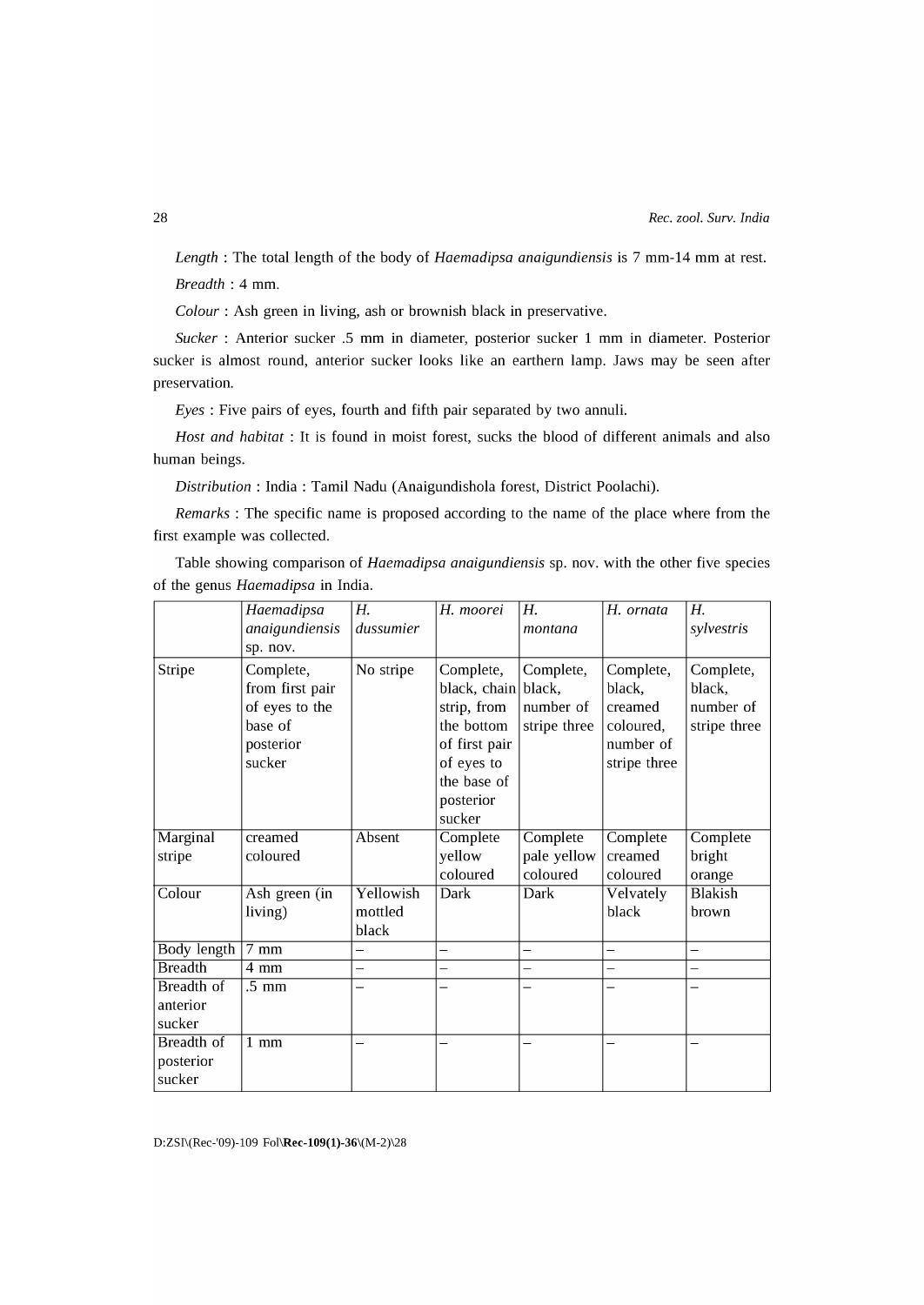*Length* : The total length of the body of *Haemadipsa anaigundiensis* is 7 mm-14 mm at rest.

*Breadth* : 4 mm.

*Colour* : Ash green in living, ash or brownish black in preservative.

*Sucker* : Anterior sucker .5 mm in diameter, posterior sucker 1 mm in diameter. Posterior sucker is almost round, anterior sucker looks like an earthern lamp. Jaws may be seen after preservation.

*Eyes* : Five pairs of eyes, fourth and fifth pair separated by two annuli.

*Host and habitat* : It is found in moist forest, sucks the blood of different animals and also human beings.

*Distribution* : India : Tamil Nadu (Anaigundishola forest, District Poolachi).

*Remarks* : The specific name is proposed according to the name of the place where from the first example was collected.

Table showing comparison of *Haemadipsa anaigundiensis* sp. nov. with the other five species of the genus *Haemadipsa* in India.

| | *Haemadipsa anaigundiensis* sp. nov. | *H. dussumier* | *H. moorei* | *H. montana* | *H. ornata* | *H. sylvestris* |
|---|---|---|---|---|---|---|
| Stripe | Complete, from first pair of eyes to the base of posterior sucker | No stripe | Complete, black, chain strip, from the bottom of first pair of eyes to the base of posterior sucker | Complete, black, number of stripe three | Complete, black, creamed coloured, number of stripe three | Complete, black, number of stripe three |
| Marginal stripe | creamed coloured | Absent | Complete yellow coloured | Complete pale yellow coloured | Complete creamed coloured | Complete bright orange |
| Colour | Ash green (in living) | Yellowish mottled black | Dark | Dark | Velvately black | Blakish brown |
| Body length | 7 mm | – | – | – | – | – |
| Breadth | 4 mm | – | – | – | – | – |
| Breadth of anterior sucker | .5 mm | – | – | – | – | – |
| Breadth of posterior sucker | 1 mm | – | – | – | – | – |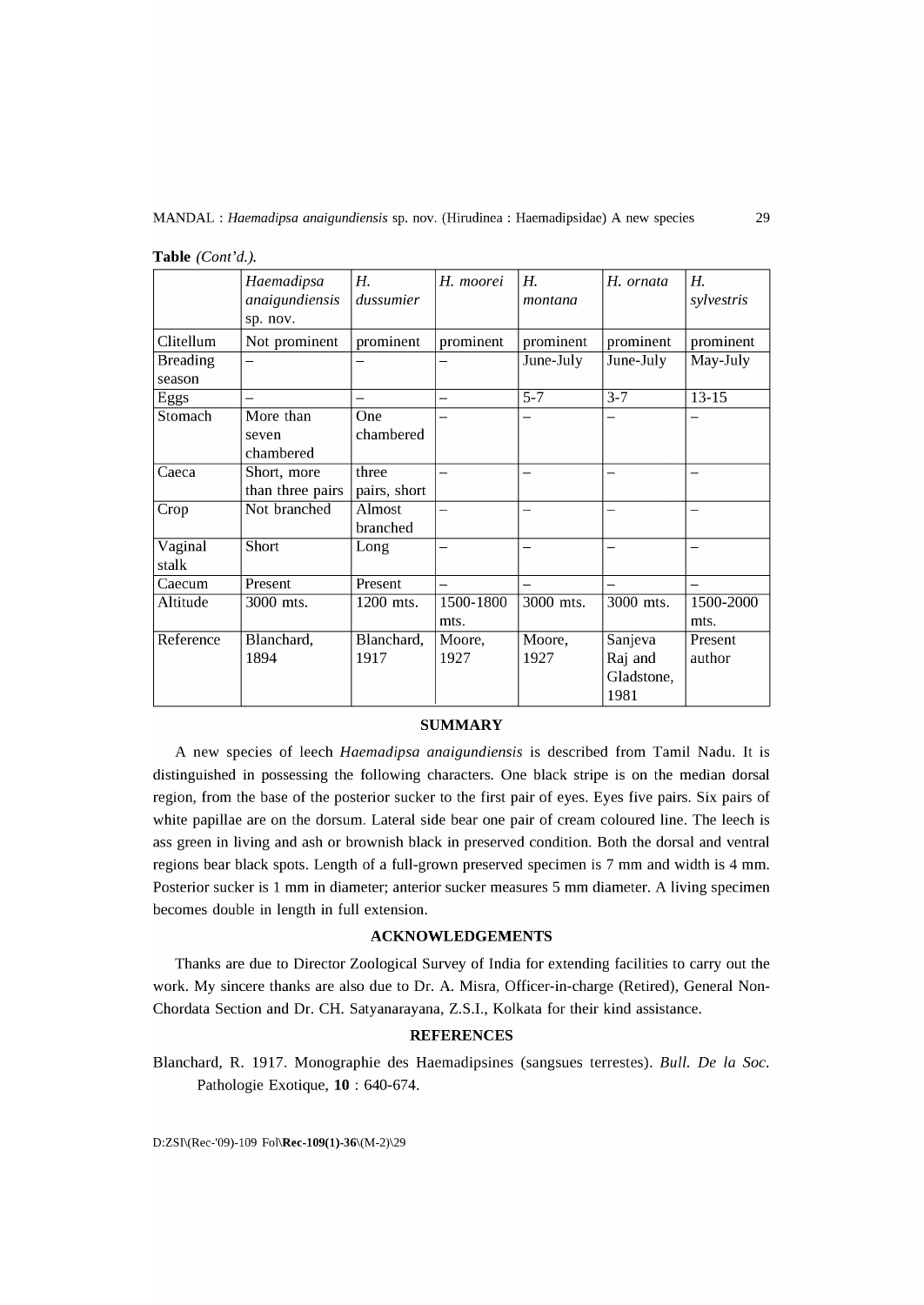**Table** *(Cont'd.)*.

| | *Haemadipsa anaigundiensis* sp. nov. | *H. dussumier* | *H. moorei* | *H. montana* | *H. ornata* | *H. sylvestris* |
|---|---|---|---|---|---|---|
| Clitellum | Not prominent | prominent | prominent | prominent | prominent | prominent |
| Breading season | – | – | – | June-July | June-July | May-July |
| Eggs | – | – | – | 5-7 | 3-7 | 13-15 |
| Stomach | More than seven chambered | One chambered | – | – | – | – |
| Caeca | Short, more than three pairs | three pairs, short | – | – | – | – |
| Crop | Not branched | Almost branched | – | – | – | – |
| Vaginal stalk | Short | Long | – | – | – | – |
| Caecum | Present | Present | – | – | – | – |
| Altitude | 3000 mts. | 1200 mts. | 1500-1800 mts. | 3000 mts. | 3000 mts. | 1500-2000 mts. |
| Reference | Blanchard, 1894 | Blanchard, 1917 | Moore, 1927 | Moore, 1927 | Sanjeva Raj and Gladstone, 1981 | Present author |

## SUMMARY

A new species of leech *Haemadipsa anaigundiensis* is described from Tamil Nadu. It is distinguished in possessing the following characters. One black stripe is on the median dorsal region, from the base of the posterior sucker to the first pair of eyes. Eyes five pairs. Six pairs of white papillae are on the dorsum. Lateral side bear one pair of cream coloured line. The leech is ass green in living and ash or brownish black in preserved condition. Both the dorsal and ventral regions bear black spots. Length of a full-grown preserved specimen is 7 mm and width is 4 mm. Posterior sucker is 1 mm in diameter; anterior sucker measures 5 mm diameter. A living specimen becomes double in length in full extension.

## ACKNOWLEDGEMENTS

Thanks are due to Director Zoological Survey of India for extending facilities to carry out the work. My sincere thanks are also due to Dr. A. Misra, Officer-in-charge (Retired), General Non-Chordata Section and Dr. CH. Satyanarayana, Z.S.I., Kolkata for their kind assistance.

## REFERENCES

Blanchard, R. 1917. Monographie des Haemadipsines (sangsues terrestes). *Bull. De la Soc.* Pathologie Exotique, **10** : 640-674.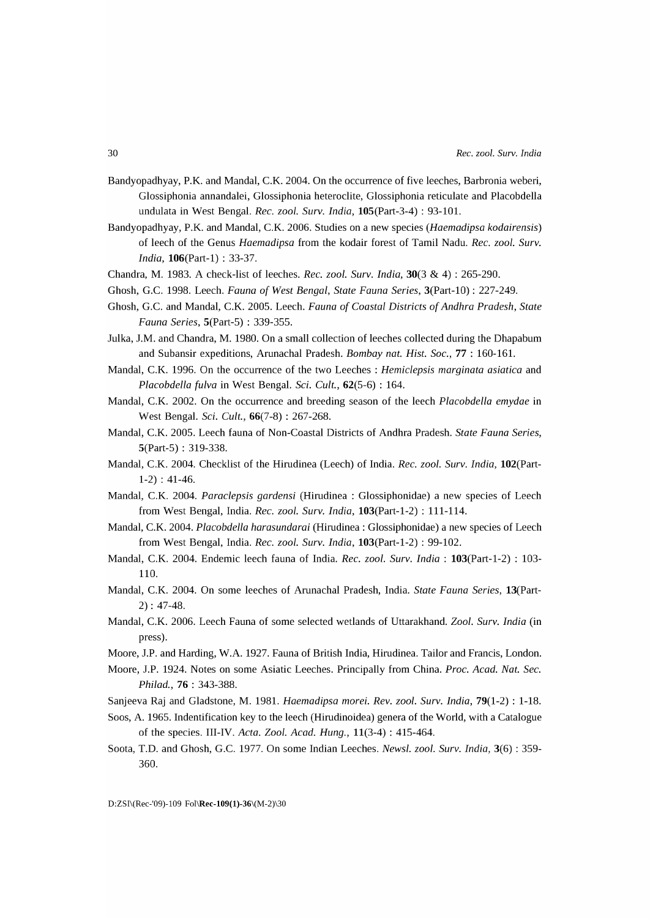Bandyopadhyay, P.K. and Mandal, C.K. 2004. On the occurrence of five leeches, Barbronia weberi, Glossiphonia annandalei, Glossiphonia heteroclite, Glossiphonia reticulate and Placobdella undulata in West Bengal. *Rec. zool. Surv. India*, **105**(Part-3-4) : 93-101.

Bandyopadhyay, P.K. and Mandal, C.K. 2006. Studies on a new species (*Haemadipsa kodairensis*) of leech of the Genus *Haemadipsa* from the kodair forest of Tamil Nadu. *Rec. zool. Surv. India*, **106**(Part-1) : 33-37.

Chandra, M. 1983. A check-list of leeches. *Rec. zool. Surv. India*, **30**(3 & 4) : 265-290.

Ghosh, G.C. 1998. Leech. *Fauna of West Bengal*, *State Fauna Series*, **3**(Part-10) : 227-249.

Ghosh, G.C. and Mandal, C.K. 2005. Leech. *Fauna of Coastal Districts of Andhra Pradesh*, *State Fauna Series*, **5**(Part-5) : 339-355.

Julka, J.M. and Chandra, M. 1980. On a small collection of leeches collected during the Dhapabum and Subansir expeditions, Arunachal Pradesh. *Bombay nat. Hist. Soc.*, **77** : 160-161.

Mandal, C.K. 1996. On the occurrence of the two Leeches : *Hemiclepsis marginata asiatica* and *Placobdella fulva* in West Bengal. *Sci. Cult.*, **62**(5-6) : 164.

Mandal, C.K. 2002. On the occurrence and breeding season of the leech *Placobdella emydae* in West Bengal. *Sci. Cult.*, **66**(7-8) : 267-268.

Mandal, C.K. 2005. Leech fauna of Non-Coastal Districts of Andhra Pradesh. *State Fauna Series*, **5**(Part-5) : 319-338.

Mandal, C.K. 2004. Checklist of the Hirudinea (Leech) of India. *Rec. zool. Surv. India*, **102**(Part-1-2) : 41-46.

Mandal, C.K. 2004. *Paraclepsis gardensi* (Hirudinea : Glossiphonidae) a new species of Leech from West Bengal, India. *Rec. zool. Surv. India*, **103**(Part-1-2) : 111-114.

Mandal, C.K. 2004. *Placobdella harasundarai* (Hirudinea : Glossiphonidae) a new species of Leech from West Bengal, India. *Rec. zool. Surv. India*, **103**(Part-1-2) : 99-102.

Mandal, C.K. 2004. Endemic leech fauna of India. *Rec. zool. Surv. India* : **103**(Part-1-2) : 103-110.

Mandal, C.K. 2004. On some leeches of Arunachal Pradesh, India. *State Fauna Series*, **13**(Part-2) : 47-48.

Mandal, C.K. 2006. Leech Fauna of some selected wetlands of Uttarakhand. *Zool. Surv. India* (in press).

Moore, J.P. and Harding, W.A. 1927. Fauna of British India, Hirudinea. Tailor and Francis, London.

Moore, J.P. 1924. Notes on some Asiatic Leeches. Principally from China. *Proc. Acad. Nat. Sec. Philad.*, **76** : 343-388.

Sanjeeva Raj and Gladstone, M. 1981. *Haemadipsa morei. Rev. zool. Surv. India*, **79**(1-2) : 1-18.

Soos, A. 1965. Indentification key to the leech (Hirudinoidea) genera of the World, with a Catalogue of the species. III-IV. *Acta. Zool. Acad. Hung.*, **11**(3-4) : 415-464.

Soota, T.D. and Ghosh, G.C. 1977. On some Indian Leeches. *Newsl. zool. Surv. India*, **3**(6) : 359-360.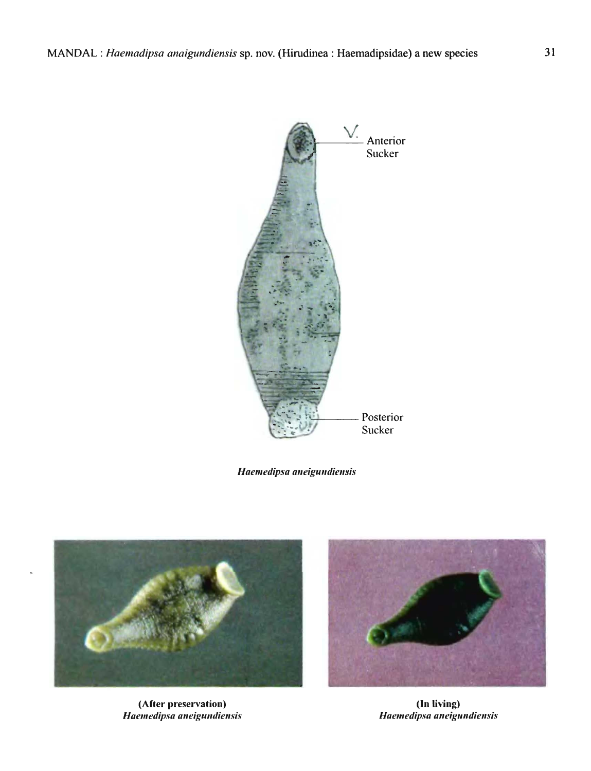Anterior Sucker

Posterior Sucker

***Haemedipsa aneigundiensis***

**(After preservation)**
***Haemedipsa aneigundiensis***

**(In living)**
***Haemedipsa aneigundiensis***